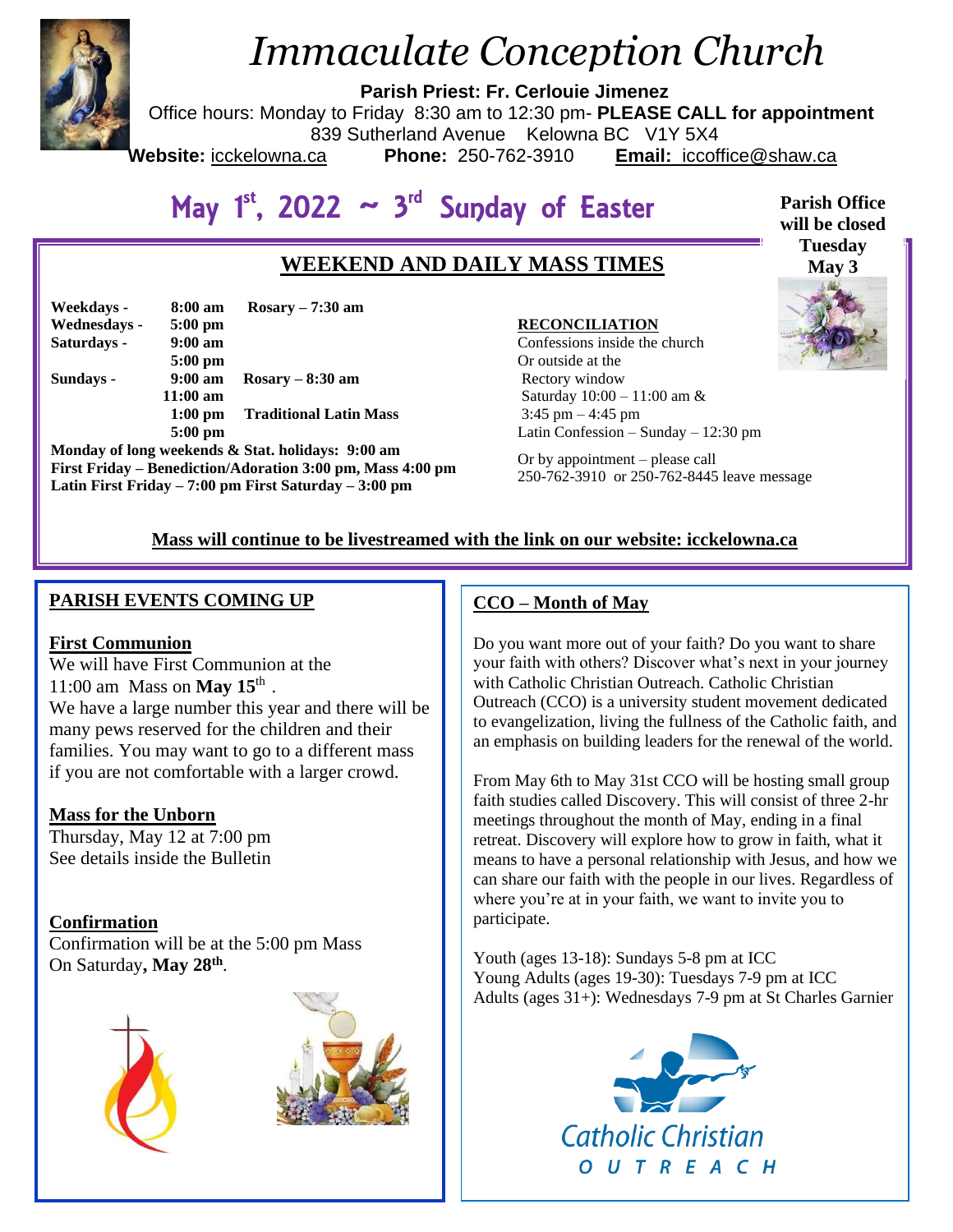# *Immaculate Conception Church*

**Parish Priest: Fr. Cerlouie Jimenez**

Office hours: Monday to Friday 8:30 am to 12:30 pm- **PLEASE CALL for appointment**

839 Sutherland Avenue Kelowna BC V1Y 5X4

**Website:** icckelowna.ca **Phone:** 250-762-3910 **Email:** iccoffice@shaw.ca

## May 1st, 2022 ~ 3rd Sunday of Easter

**Parish Office will be closed Tuesday May 3**

### WEEKEND AND DAILY MASS TIMES

| | | |
|---|---|---|
| **Weekdays -** | **8:00 am** | **Rosary – 7:30 am** |
| **Wednesdays -** | **5:00 pm** | |
| **Saturdays -** | **9:00 am** | |
| | **5:00 pm** | |
| **Sundays -** | **9:00 am** | **Rosary – 8:30 am** |
| | **11:00 am** | |
| | **1:00 pm** | **Traditional Latin Mass** |
| | **5:00 pm** | |

**Monday of long weekends & Stat. holidays: 9:00 am**
**First Friday – Benediction/Adoration 3:00 pm, Mass 4:00 pm**
**Latin First Friday – 7:00 pm First Saturday – 3:00 pm**

**RECONCILIATION**

Confessions inside the church
Or outside at the
Rectory window
Saturday 10:00 – 11:00 am &
3:45 pm – 4:45 pm
Latin Confession – Sunday – 12:30 pm

Or by appointment – please call
250-762-3910 or 250-762-8445 leave message

**Mass will continue to be livestreamed with the link on our website: icckelowna.ca**

### PARISH EVENTS COMING UP

**First Communion**

We will have First Communion at the 11:00 am Mass on **May 15th** .
We have a large number this year and there will be many pews reserved for the children and their families. You may want to go to a different mass if you are not comfortable with a larger crowd.

**Mass for the Unborn**

Thursday, May 12 at 7:00 pm
See details inside the Bulletin

**Confirmation**

Confirmation will be at the 5:00 pm Mass
On Saturday**, May 28th**.

### CCO – Month of May

Do you want more out of your faith? Do you want to share your faith with others? Discover what's next in your journey with Catholic Christian Outreach. Catholic Christian Outreach (CCO) is a university student movement dedicated to evangelization, living the fullness of the Catholic faith, and an emphasis on building leaders for the renewal of the world.

From May 6th to May 31st CCO will be hosting small group faith studies called Discovery. This will consist of three 2-hr meetings throughout the month of May, ending in a final retreat. Discovery will explore how to grow in faith, what it means to have a personal relationship with Jesus, and how we can share our faith with the people in our lives. Regardless of where you're at in your faith, we want to invite you to participate.

Youth (ages 13-18): Sundays 5-8 pm at ICC
Young Adults (ages 19-30): Tuesdays 7-9 pm at ICC
Adults (ages 31+): Wednesdays 7-9 pm at St Charles Garnier

Catholic Christian OUTREACH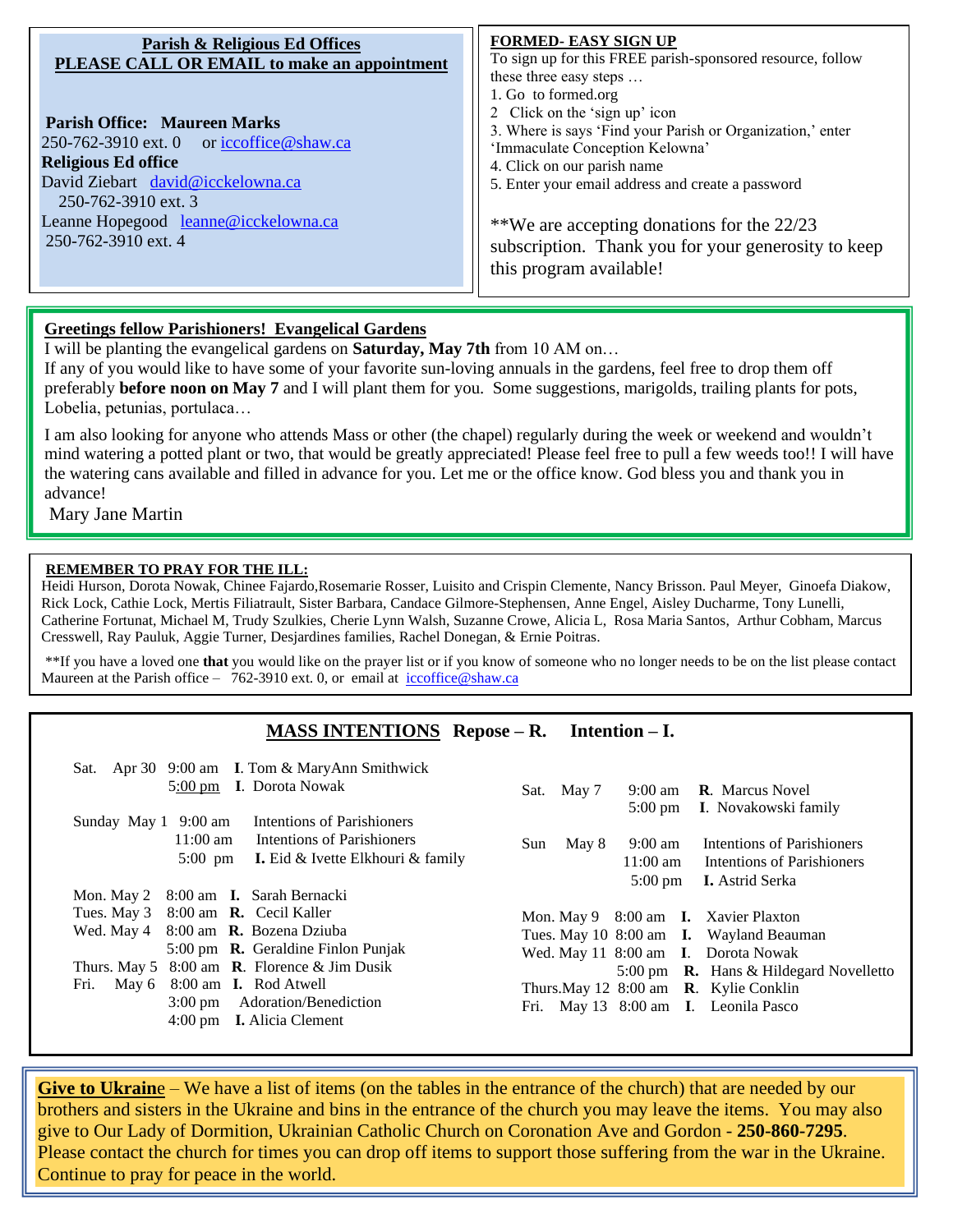**Parish & Religious Ed Offices**
**PLEASE CALL OR EMAIL to make an appointment**

**Parish Office: Maureen Marks**
250-762-3910 ext. 0 or iccoffice@shaw.ca
**Religious Ed office**
David Ziebart david@icckelowna.ca
250-762-3910 ext. 3
Leanne Hopegood leanne@icckelowna.ca
250-762-3910 ext. 4

**FORMED- EASY SIGN UP**

To sign up for this FREE parish-sponsored resource, follow these three easy steps …

1. Go to formed.org
2. Click on the 'sign up' icon
3. Where is says 'Find your Parish or Organization,' enter 'Immaculate Conception Kelowna'
4. Click on our parish name
5. Enter your email address and create a password

**We are accepting donations for the 22/23 subscription. Thank you for your generosity to keep this program available!

**Greetings fellow Parishioners! Evangelical Gardens**

I will be planting the evangelical gardens on **Saturday, May 7th** from 10 AM on…
If any of you would like to have some of your favorite sun-loving annuals in the gardens, feel free to drop them off preferably **before noon on May 7** and I will plant them for you. Some suggestions, marigolds, trailing plants for pots, Lobelia, petunias, portulaca…

I am also looking for anyone who attends Mass or other (the chapel) regularly during the week or weekend and wouldn't mind watering a potted plant or two, that would be greatly appreciated! Please feel free to pull a few weeds too!! I will have the watering cans available and filled in advance for you. Let me or the office know. God bless you and thank you in advance!

Mary Jane Martin

**REMEMBER TO PRAY FOR THE ILL:**

Heidi Hurson, Dorota Nowak, Chinee Fajardo,Rosemarie Rosser, Luisito and Crispin Clemente, Nancy Brisson. Paul Meyer, Ginoefa Diakow, Rick Lock, Cathie Lock, Mertis Filiatrault, Sister Barbara, Candace Gilmore-Stephensen, Anne Engel, Aisley Ducharme, Tony Lunelli, Catherine Fortunat, Michael M, Trudy Szulkies, Cherie Lynn Walsh, Suzanne Crowe, Alicia L, Rosa Maria Santos, Arthur Cobham, Marcus Cresswell, Ray Pauluk, Aggie Turner, Desjardines families, Rachel Donegan, & Ernie Poitras.

**If you have a loved one **that** you would like on the prayer list or if you know of someone who no longer needs to be on the list please contact Maureen at the Parish office – 762-3910 ext. 0, or email at iccoffice@shaw.ca

## MASS INTENTIONS Repose – R. Intention – I.

Sat. Apr 30 9:00 am **I**. Tom & MaryAnn Smithwick
5:00 pm **I**. Dorota Nowak

Sunday May 1 9:00 am Intentions of Parishioners
11:00 am Intentions of Parishioners
5:00 pm **I.** Eid & Ivette Elkhouri & family

Mon. May 2 8:00 am **I.** Sarah Bernacki
Tues. May 3 8:00 am **R.** Cecil Kaller
Wed. May 4 8:00 am **R.** Bozena Dziuba
5:00 pm **R.** Geraldine Finlon Punjak
Thurs. May 5 8:00 am **R**. Florence & Jim Dusik
Fri. May 6 8:00 am **I.** Rod Atwell
3:00 pm Adoration/Benediction
4:00 pm **I.** Alicia Clement

Sat. May 7 9:00 am **R**. Marcus Novel
5:00 pm **I**. Novakowski family

Sun May 8 9:00 am Intentions of Parishioners
11:00 am Intentions of Parishioners
5:00 pm **I.** Astrid Serka

Mon. May 9 8:00 am **I.** Xavier Plaxton
Tues. May 10 8:00 am **I.** Wayland Beauman
Wed. May 11 8:00 am **I**. Dorota Nowak
5:00 pm **R.** Hans & Hildegard Novelletto
Thurs.May 12 8:00 am **R**. Kylie Conklin
Fri. May 13 8:00 am **I**. Leonila Pasco

**Give to Ukraine** – We have a list of items (on the tables in the entrance of the church) that are needed by our brothers and sisters in the Ukraine and bins in the entrance of the church you may leave the items. You may also give to Our Lady of Dormition, Ukrainian Catholic Church on Coronation Ave and Gordon - **250-860-7295**. Please contact the church for times you can drop off items to support those suffering from the war in the Ukraine. Continue to pray for peace in the world.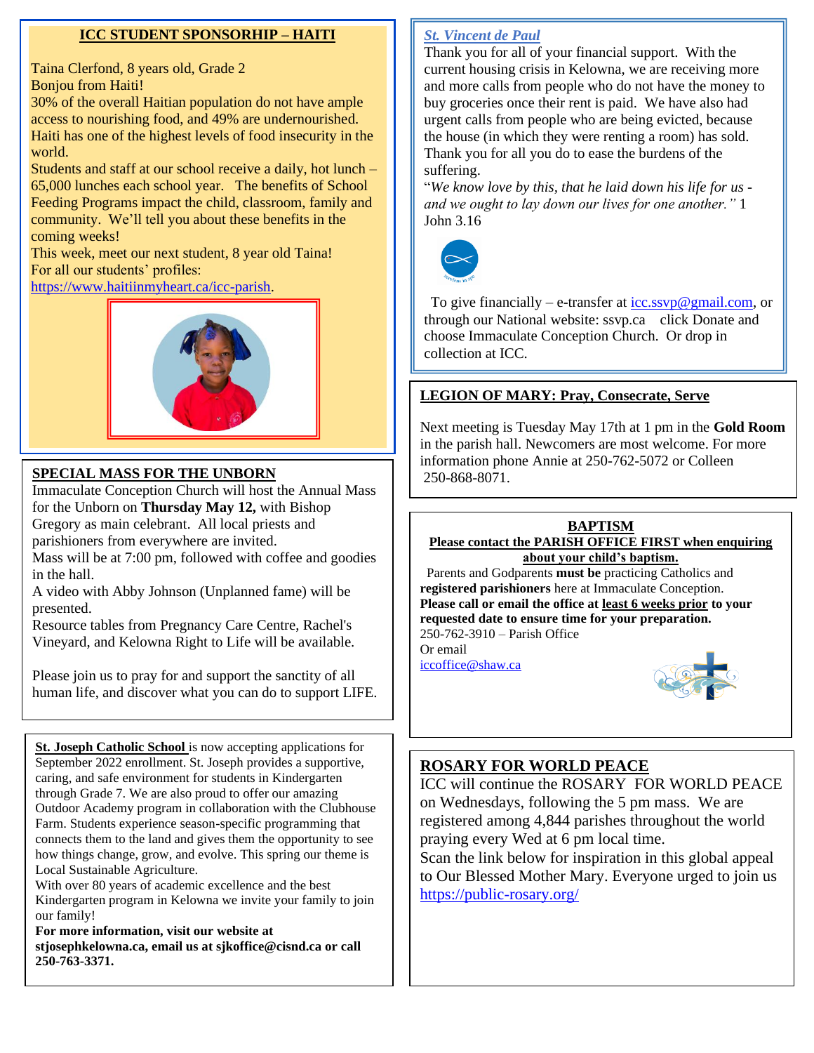## ICC STUDENT SPONSORHIP – HAITI

Taina Clerfond, 8 years old, Grade 2

Bonjou from Haiti!

30% of the overall Haitian population do not have ample access to nourishing food, and 49% are undernourished. Haiti has one of the highest levels of food insecurity in the world.

Students and staff at our school receive a daily, hot lunch – 65,000 lunches each school year. The benefits of School Feeding Programs impact the child, classroom, family and community. We'll tell you about these benefits in the coming weeks!

This week, meet our next student, 8 year old Taina!

For all our students' profiles:

https://www.haitiinmyheart.ca/icc-parish.

## SPECIAL MASS FOR THE UNBORN

Immaculate Conception Church will host the Annual Mass for the Unborn on **Thursday May 12,** with Bishop Gregory as main celebrant. All local priests and parishioners from everywhere are invited.

Mass will be at 7:00 pm, followed with coffee and goodies in the hall.

A video with Abby Johnson (Unplanned fame) will be presented.

Resource tables from Pregnancy Care Centre, Rachel's Vineyard, and Kelowna Right to Life will be available.

Please join us to pray for and support the sanctity of all human life, and discover what you can do to support LIFE.

**St. Joseph Catholic School** is now accepting applications for September 2022 enrollment. St. Joseph provides a supportive, caring, and safe environment for students in Kindergarten through Grade 7. We are also proud to offer our amazing Outdoor Academy program in collaboration with the Clubhouse Farm. Students experience season-specific programming that connects them to the land and gives them the opportunity to see how things change, grow, and evolve. This spring our theme is Local Sustainable Agriculture.

With over 80 years of academic excellence and the best Kindergarten program in Kelowna we invite your family to join our family!

**For more information, visit our website at stjosephkelowna.ca, email us at sjkoffice@cisnd.ca or call 250-763-3371.**

## *St. Vincent de Paul*

Thank you for all of your financial support. With the current housing crisis in Kelowna, we are receiving more and more calls from people who do not have the money to buy groceries once their rent is paid. We have also had urgent calls from people who are being evicted, because the house (in which they were renting a room) has sold. Thank you for all you do to ease the burdens of the suffering.

"*We know love by this, that he laid down his life for us - and we ought to lay down our lives for one another.*" 1 John 3.16

To give financially – e-transfer at icc.ssvp@gmail.com, or through our National website: ssvp.ca click Donate and choose Immaculate Conception Church. Or drop in collection at ICC.

## LEGION OF MARY: Pray, Consecrate, Serve

Next meeting is Tuesday May 17th at 1 pm in the **Gold Room** in the parish hall. Newcomers are most welcome. For more information phone Annie at 250-762-5072 or Colleen 250-868-8071.

## BAPTISM

**Please contact the PARISH OFFICE FIRST when enquiring about your child's baptism.**

Parents and Godparents **must be** practicing Catholics and **registered parishioners** here at Immaculate Conception.

**Please call or email the office at least 6 weeks prior to your requested date to ensure time for your preparation.**

250-762-3910 – Parish Office

Or email

iccoffice@shaw.ca

## ROSARY FOR WORLD PEACE

ICC will continue the ROSARY FOR WORLD PEACE on Wednesdays, following the 5 pm mass. We are registered among 4,844 parishes throughout the world praying every Wed at 6 pm local time.

Scan the link below for inspiration in this global appeal to Our Blessed Mother Mary. Everyone urged to join us

https://public-rosary.org/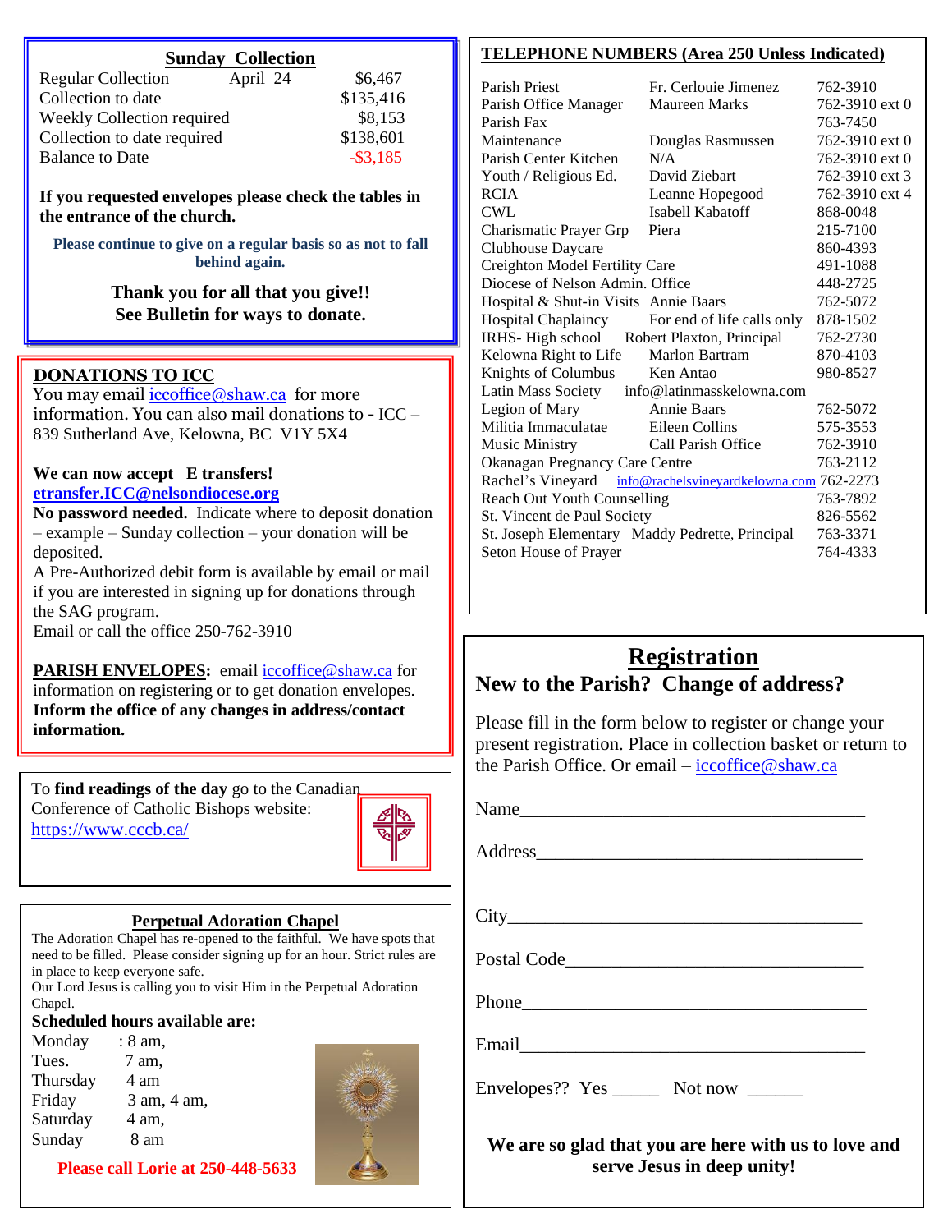## Sunday Collection

| | | |
|---|---|---|
| Regular Collection | April 24 | $6,467 |
| Collection to date | | $135,416 |
| Weekly Collection required | | $8,153 |
| Collection to date required | | $138,601 |
| Balance to Date | | -$3,185 |

**If you requested envelopes please check the tables in the entrance of the church.**

**Please continue to give on a regular basis so as not to fall behind again.**

**Thank you for all that you give!!**
**See Bulletin for ways to donate.**

## DONATIONS TO ICC

You may email iccoffice@shaw.ca for more information. You can also mail donations to - ICC – 839 Sutherland Ave, Kelowna, BC V1Y 5X4

**We can now accept E transfers!**
**etransfer.ICC@nelsondiocese.org**
**No password needed.** Indicate where to deposit donation – example – Sunday collection – your donation will be deposited.
A Pre-Authorized debit form is available by email or mail if you are interested in signing up for donations through the SAG program.
Email or call the office 250-762-3910

**PARISH ENVELOPES:** email iccoffice@shaw.ca for information on registering or to get donation envelopes. **Inform the office of any changes in address/contact information.**

To **find readings of the day** go to the Canadian Conference of Catholic Bishops website: https://www.cccb.ca/

## Perpetual Adoration Chapel

The Adoration Chapel has re-opened to the faithful. We have spots that need to be filled. Please consider signing up for an hour. Strict rules are in place to keep everyone safe.
Our Lord Jesus is calling you to visit Him in the Perpetual Adoration Chapel.

**Scheduled hours available are:**

Monday : 8 am,
Tues. 7 am,
Thursday 4 am
Friday 3 am, 4 am,
Saturday 4 am,
Sunday 8 am

**Please call Lorie at 250-448-5633**

## TELEPHONE NUMBERS (Area 250 Unless Indicated)

| | | |
|---|---|---|
| Parish Priest | Fr. Cerlouie Jimenez | 762-3910 |
| Parish Office Manager | Maureen Marks | 762-3910 ext 0 |
| Parish Fax | | 763-7450 |
| Maintenance | Douglas Rasmussen | 762-3910 ext 0 |
| Parish Center Kitchen | N/A | 762-3910 ext 0 |
| Youth / Religious Ed. | David Ziebart | 762-3910 ext 3 |
| RCIA | Leanne Hopegood | 762-3910 ext 4 |
| CWL | Isabell Kabatoff | 868-0048 |
| Charismatic Prayer Grp | Piera | 215-7100 |
| Clubhouse Daycare | | 860-4393 |
| Creighton Model Fertility Care | | 491-1088 |
| Diocese of Nelson Admin. Office | | 448-2725 |
| Hospital & Shut-in Visits | Annie Baars | 762-5072 |
| Hospital Chaplaincy | For end of life calls only | 878-1502 |
| IRHS- High school | Robert Plaxton, Principal | 762-2730 |
| Kelowna Right to Life | Marlon Bartram | 870-4103 |
| Knights of Columbus | Ken Antao | 980-8527 |
| Latin Mass Society | info@latinmasskelowna.com | |
| Legion of Mary | Annie Baars | 762-5072 |
| Militia Immaculatae | Eileen Collins | 575-3553 |
| Music Ministry | Call Parish Office | 762-3910 |
| Okanagan Pregnancy Care Centre | | 763-2112 |
| Rachel's Vineyard | info@rachelsvineyardkelowna.com | 762-2273 |
| Reach Out Youth Counselling | | 763-7892 |
| St. Vincent de Paul Society | | 826-5562 |
| St. Joseph Elementary | Maddy Pedrette, Principal | 763-3371 |
| Seton House of Prayer | | 764-4333 |

## Registration

**New to the Parish? Change of address?**

Please fill in the form below to register or change your present registration. Place in collection basket or return to the Parish Office. Or email – iccoffice@shaw.ca

Name\_\_\_\_\_\_\_\_\_\_\_\_\_\_\_\_\_\_\_\_\_\_\_\_\_\_\_\_\_\_\_\_\_\_\_\_

Address\_\_\_\_\_\_\_\_\_\_\_\_\_\_\_\_\_\_\_\_\_\_\_\_\_\_\_\_\_\_\_\_

City\_\_\_\_\_\_\_\_\_\_\_\_\_\_\_\_\_\_\_\_\_\_\_\_\_\_\_\_\_\_\_\_\_\_\_\_

Postal Code\_\_\_\_\_\_\_\_\_\_\_\_\_\_\_\_\_\_\_\_\_\_\_\_\_\_\_\_\_\_

Phone\_\_\_\_\_\_\_\_\_\_\_\_\_\_\_\_\_\_\_\_\_\_\_\_\_\_\_\_\_\_\_\_\_\_\_

Email\_\_\_\_\_\_\_\_\_\_\_\_\_\_\_\_\_\_\_\_\_\_\_\_\_\_\_\_\_\_\_\_\_\_\_

Envelopes?? Yes \_\_\_\_\_ Not now \_\_\_\_\_\_

**We are so glad that you are here with us to love and serve Jesus in deep unity!**